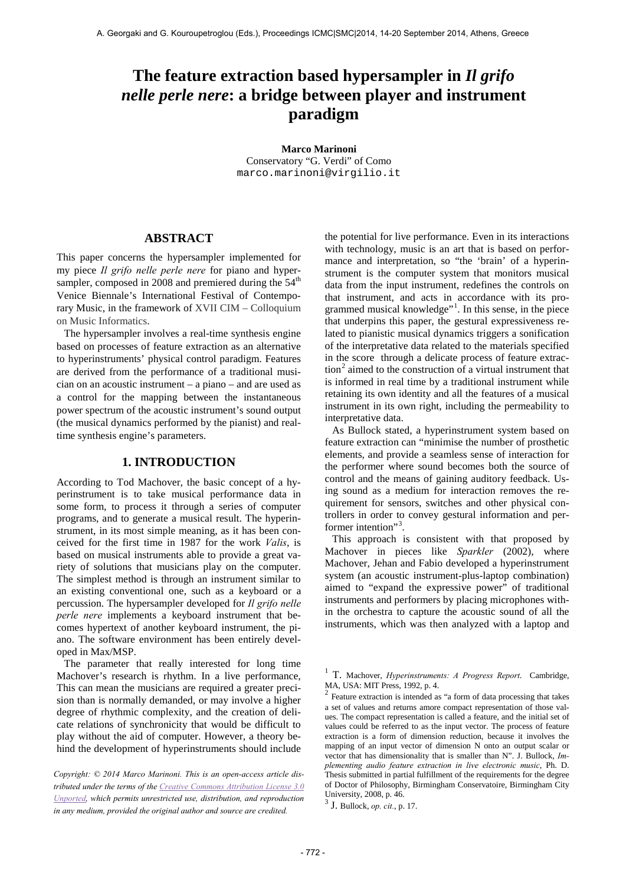# The feature extraction based hypersampler in *Il grifo nelle perle nere*: a bridge between player and instrument paradigm

**Marco Marinoni**
Conservatory "G. Verdi" of Como
marco.marinoni@virgilio.it

## ABSTRACT

This paper concerns the hypersampler implemented for my piece *Il grifo nelle perle nere* for piano and hypersampler, composed in 2008 and premiered during the 54th Venice Biennale's International Festival of Contemporary Music, in the framework of XVII CIM – Colloquium on Music Informatics.

The hypersampler involves a real-time synthesis engine based on processes of feature extraction as an alternative to hyperinstruments' physical control paradigm. Features are derived from the performance of a traditional musician on an acoustic instrument – a piano – and are used as a control for the mapping between the instantaneous power spectrum of the acoustic instrument's sound output (the musical dynamics performed by the pianist) and real-time synthesis engine's parameters.

## 1. INTRODUCTION

According to Tod Machover, the basic concept of a hyperinstrument is to take musical performance data in some form, to process it through a series of computer programs, and to generate a musical result. The hyperinstrument, in its most simple meaning, as it has been conceived for the first time in 1987 for the work *Valis*, is based on musical instruments able to provide a great variety of solutions that musicians play on the computer. The simplest method is through an instrument similar to an existing conventional one, such as a keyboard or a percussion. The hypersampler developed for *Il grifo nelle perle nere* implements a keyboard instrument that becomes hypertext of another keyboard instrument, the piano. The software environment has been entirely developed in Max/MSP.

The parameter that really interested for long time Machover's research is rhythm. In a live performance, This can mean the musicians are required a greater precision than is normally demanded, or may involve a higher degree of rhythmic complexity, and the creation of delicate relations of synchronicity that would be difficult to play without the aid of computer. However, a theory behind the development of hyperinstruments should include the potential for live performance. Even in its interactions with technology, music is an art that is based on performance and interpretation, so "the 'brain' of a hyperinstrument is the computer system that monitors musical data from the input instrument, redefines the controls on that instrument, and acts in accordance with its programmed musical knowledge"[1]. In this sense, in the piece that underpins this paper, the gestural expressiveness related to pianistic musical dynamics triggers a sonification of the interpretative data related to the materials specified in the score through a delicate process of feature extraction[2] aimed to the construction of a virtual instrument that is informed in real time by a traditional instrument while retaining its own identity and all the features of a musical instrument in its own right, including the permeability to interpretative data.

As Bullock stated, a hyperinstrument system based on feature extraction can "minimise the number of prosthetic elements, and provide a seamless sense of interaction for the performer where sound becomes both the source of control and the means of gaining auditory feedback. Using sound as a medium for interaction removes the requirement for sensors, switches and other physical controllers in order to convey gestural information and performer intention"[3].

This approach is consistent with that proposed by Machover in pieces like *Sparkler* (2002), where Machover, Jehan and Fabio developed a hyperinstrument system (an acoustic instrument-plus-laptop combination) aimed to "expand the expressive power" of traditional instruments and performers by placing microphones within the orchestra to capture the acoustic sound of all the instruments, which was then analyzed with a laptop and

*Copyright: © 2014 Marco Marinoni. This is an open-access article distributed under the terms of the Creative Commons Attribution License 3.0 Unported, which permits unrestricted use, distribution, and reproduction in any medium, provided the original author and source are credited.*

[1] T. Machover, *Hyperinstruments: A Progress Report*. Cambridge, MA, USA: MIT Press, 1992, p. 4.

[2] Feature extraction is intended as "a form of data processing that takes a set of values and returns amore compact representation of those values. The compact representation is called a feature, and the initial set of values could be referred to as the input vector. The process of feature extraction is a form of dimension reduction, because it involves the mapping of an input vector of dimension N onto an output scalar or vector that has dimensionality that is smaller than N". J. Bullock, *Implementing audio feature extraction in live electronic music*, Ph. D. Thesis submitted in partial fulfillment of the requirements for the degree of Doctor of Philosophy, Birmingham Conservatoire, Birmingham City University, 2008, p. 46.

[3] J. Bullock, *op. cit.*, p. 17.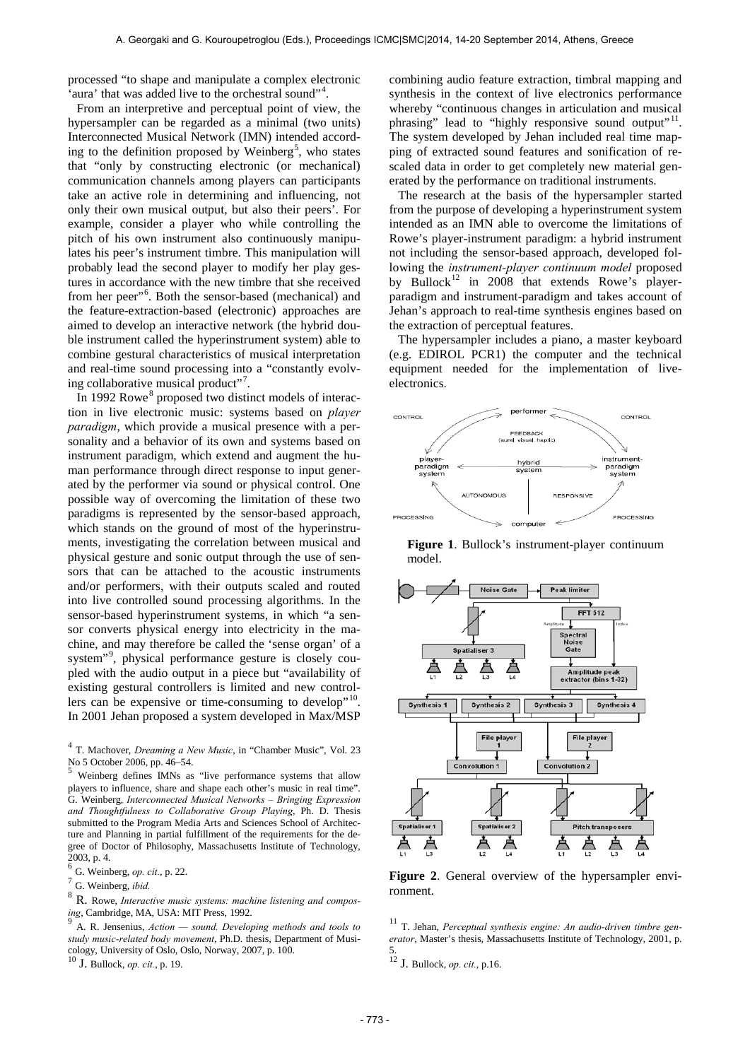processed "to shape and manipulate a complex electronic 'aura' that was added live to the orchestral sound"[4].

From an interpretive and perceptual point of view, the hypersampler can be regarded as a minimal (two units) Interconnected Musical Network (IMN) intended according to the definition proposed by Weinberg[5], who states that "only by constructing electronic (or mechanical) communication channels among players can participants take an active role in determining and influencing, not only their own musical output, but also their peers'. For example, consider a player who while controlling the pitch of his own instrument also continuously manipulates his peer's instrument timbre. This manipulation will probably lead the second player to modify her play gestures in accordance with the new timbre that she received from her peer"[6]. Both the sensor-based (mechanical) and the feature-extraction-based (electronic) approaches are aimed to develop an interactive network (the hybrid double instrument called the hyperinstrument system) able to combine gestural characteristics of musical interpretation and real-time sound processing into a "constantly evolving collaborative musical product"[7].

In 1992 Rowe[8] proposed two distinct models of interaction in live electronic music: systems based on *player paradigm*, which provide a musical presence with a personality and a behavior of its own and systems based on instrument paradigm, which extend and augment the human performance through direct response to input generated by the performer via sound or physical control. One possible way of overcoming the limitation of these two paradigms is represented by the sensor-based approach, which stands on the ground of most of the hyperinstruments, investigating the correlation between musical and physical gesture and sonic output through the use of sensors that can be attached to the acoustic instruments and/or performers, with their outputs scaled and routed into live controlled sound processing algorithms. In the sensor-based hyperinstrument systems, in which "a sensor converts physical energy into electricity in the machine, and may therefore be called the 'sense organ' of a system"[9], physical performance gesture is closely coupled with the audio output in a piece but "availability of existing gestural controllers is limited and new controllers can be expensive or time-consuming to develop"[10]. In 2001 Jehan proposed a system developed in Max/MSP combining audio feature extraction, timbral mapping and synthesis in the context of live electronics performance whereby "continuous changes in articulation and musical phrasing" lead to "highly responsive sound output"[11]. The system developed by Jehan included real time mapping of extracted sound features and sonification of rescaled data in order to get completely new material generated by the performance on traditional instruments.

The research at the basis of the hypersampler started from the purpose of developing a hyperinstrument system intended as an IMN able to overcome the limitations of Rowe's player-instrument paradigm: a hybrid instrument not including the sensor-based approach, developed following the *instrument-player continuum model* proposed by Bullock[12] in 2008 that extends Rowe's player-paradigm and instrument-paradigm and takes account of Jehan's approach to real-time synthesis engines based on the extraction of perceptual features.

The hypersampler includes a piano, a master keyboard (e.g. EDIROL PCR1) the computer and the technical equipment needed for the implementation of live-electronics.

**Figure 1**. Bullock's instrument-player continuum model.

**Figure 2**. General overview of the hypersampler environment.

[4] T. Machover, *Dreaming a New Music*, in "Chamber Music", Vol. 23 No 5 October 2006, pp. 46–54.

[5] Weinberg defines IMNs as "live performance systems that allow players to influence, share and shape each other's music in real time". G. Weinberg, *Interconnected Musical Networks – Bringing Expression and Thoughtfulness to Collaborative Group Playing*, Ph. D. Thesis submitted to the Program Media Arts and Sciences School of Architecture and Planning in partial fulfillment of the requirements for the degree of Doctor of Philosophy, Massachusetts Institute of Technology, 2003, p. 4.

[6] G. Weinberg, *op. cit.*, p. 22.

[7] G. Weinberg, *ibid.*

[8] R. Rowe, *Interactive music systems: machine listening and composing*, Cambridge, MA, USA: MIT Press, 1992.

[9] A. R. Jensenius, *Action — sound. Developing methods and tools to study music-related body movement*, Ph.D. thesis, Department of Musicology, University of Oslo, Oslo, Norway, 2007, p. 100.

[10] J. Bullock, *op. cit.*, p. 19.

[11] T. Jehan, *Perceptual synthesis engine: An audio-driven timbre generator*, Master's thesis, Massachusetts Institute of Technology, 2001, p. 5.

[12] J. Bullock, *op. cit.*, p.16.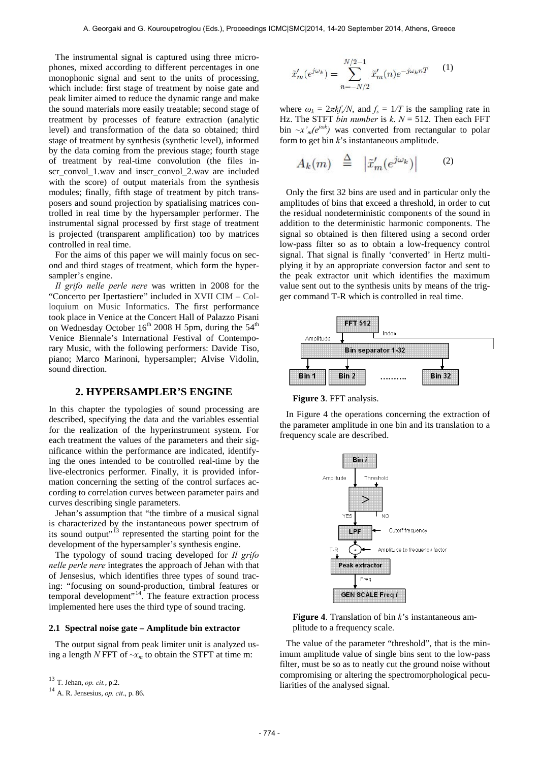The instrumental signal is captured using three microphones, mixed according to different percentages in one monophonic signal and sent to the units of processing, which include: first stage of treatment by noise gate and peak limiter aimed to reduce the dynamic range and make the sound materials more easily treatable; second stage of treatment by processes of feature extraction (analytic level) and transformation of the data so obtained; third stage of treatment by synthesis (synthetic level), informed by the data coming from the previous stage; fourth stage of treatment by real-time convolution (the files inscr_convol_1.wav and inscr_convol_2.wav are included with the score) of output materials from the synthesis modules; finally, fifth stage of treatment by pitch transposers and sound projection by spatialising matrices controlled in real time by the hypersampler performer. The instrumental signal processed by first stage of treatment is projected (transparent amplification) too by matrices controlled in real time.

For the aims of this paper we will mainly focus on second and third stages of treatment, which form the hypersampler's engine.

*Il grifo nelle perle nere* was written in 2008 for the "Concerto per Ipertastiere" included in XVII CIM – Colloquium on Music Informatics. The first performance took place in Venice at the Concert Hall of Palazzo Pisani on Wednesday October 16th 2008 H 5pm, during the 54th Venice Biennale's International Festival of Contemporary Music, with the following performers: Davide Tiso, piano; Marco Marinoni, hypersampler; Alvise Vidolin, sound direction.

## 2. HYPERSAMPLER'S ENGINE

In this chapter the typologies of sound processing are described, specifying the data and the variables essential for the realization of the hyperinstrument system. For each treatment the values of the parameters and their significance within the performance are indicated, identifying the ones intended to be controlled real-time by the live-electronics performer. Finally, it is provided information concerning the setting of the control surfaces according to correlation curves between parameter pairs and curves describing single parameters.

Jehan's assumption that "the timbre of a musical signal is characterized by the instantaneous power spectrum of its sound output"[13] represented the starting point for the development of the hypersampler's synthesis engine.

The typology of sound tracing developed for *Il grifo nelle perle nere* integrates the approach of Jehan with that of Jensesius, which identifies three types of sound tracing: "focusing on sound-production, timbral features or temporal development"[14]. The feature extraction process implemented here uses the third type of sound tracing.

### 2.1 Spectral noise gate – Amplitude bin extractor

The output signal from peak limiter unit is analyzed using a length $N$ FFT of $\sim x_m$ to obtain the STFT at time m:

$$\tilde{x}'_m(e^{j\omega_k}) = \sum_{n=-N/2}^{N/2-1} \tilde{x}'_m(n) e^{-j\omega_k nT} \quad (1)$$

where $\omega_k = 2\pi k f_s/N$, and $f_s = 1/T$ is the sampling rate in Hz. The STFT *bin number* is $k$. $N = 512$. Then each FFT bin $\sim x'_m(e^{j\omega k})$ was converted from rectangular to polar form to get bin $k$'s instantaneous amplitude.

$$A_k(m) \;\triangleq\; \left|\tilde{x}'_m(e^{j\omega_k})\right| \quad (2)$$

Only the first 32 bins are used and in particular only the amplitudes of bins that exceed a threshold, in order to cut the residual nondeterministic components of the sound in addition to the deterministic harmonic components. The signal so obtained is then filtered using a second order low-pass filter so as to obtain a low-frequency control signal. That signal is finally 'converted' in Hertz multiplying it by an appropriate conversion factor and sent to the peak extractor unit which identifies the maximum value sent out to the synthesis units by means of the trigger command T-R which is controlled in real time.

**Figure 3**. FFT analysis.

In Figure 4 the operations concerning the extraction of the parameter amplitude in one bin and its translation to a frequency scale are described.

**Figure 4**. Translation of bin $k$'s instantaneous amplitude to a frequency scale.

The value of the parameter "threshold", that is the minimum amplitude value of single bins sent to the low-pass filter, must be so as to neatly cut the ground noise without compromising or altering the spectromorphological peculiarities of the analysed signal.

[13] T. Jehan, *op. cit.*, p.2.

[14] A. R. Jensesius, *op. cit*., p. 86.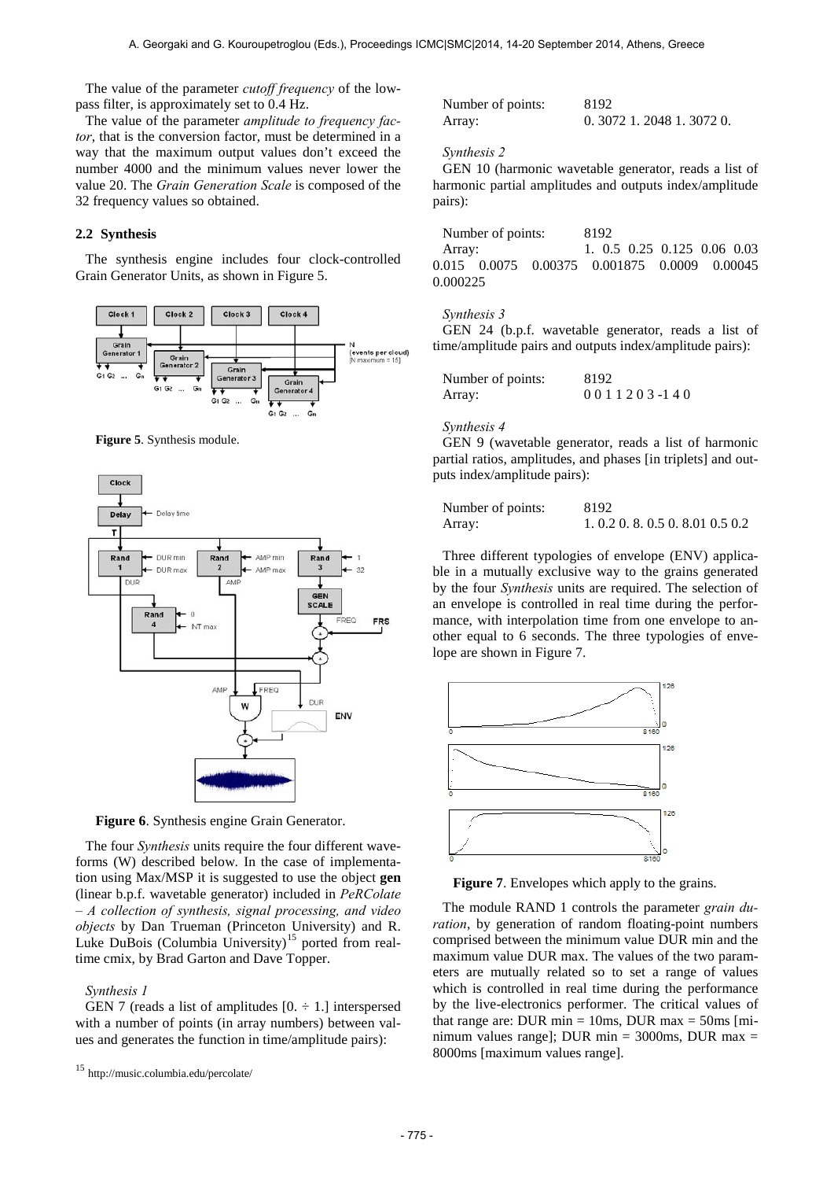The value of the parameter *cutoff frequency* of the low-pass filter, is approximately set to 0.4 Hz.

The value of the parameter *amplitude to frequency factor*, that is the conversion factor, must be determined in a way that the maximum output values don't exceed the number 4000 and the minimum values never lower the value 20. The *Grain Generation Scale* is composed of the 32 frequency values so obtained.

## 2.2 Synthesis

The synthesis engine includes four clock-controlled Grain Generator Units, as shown in Figure 5.

**Figure 5**. Synthesis module.

**Figure 6**. Synthesis engine Grain Generator.

The four *Synthesis* units require the four different waveforms (W) described below. In the case of implementation using Max/MSP it is suggested to use the object **gen** (linear b.p.f. wavetable generator) included in *PeRColate – A collection of synthesis, signal processing, and video objects* by Dan Trueman (Princeton University) and R. Luke DuBois (Columbia University)[15] ported from real-time cmix, by Brad Garton and Dave Topper.

*Synthesis 1*

GEN 7 (reads a list of amplitudes [0. ÷ 1.] interspersed with a number of points (in array numbers) between values and generates the function in time/amplitude pairs):

Number of points: 8192
Array: 0. 3072 1. 2048 1. 3072 0.

*Synthesis 2*

GEN 10 (harmonic wavetable generator, reads a list of harmonic partial amplitudes and outputs index/amplitude pairs):

Number of points: 8192
Array: 1. 0.5 0.25 0.125 0.06 0.03 0.015 0.0075 0.00375 0.001875 0.0009 0.00045 0.000225

*Synthesis 3*

GEN 24 (b.p.f. wavetable generator, reads a list of time/amplitude pairs and outputs index/amplitude pairs):

Number of points: 8192
Array: 0 0 1 1 2 0 3 -1 4 0

*Synthesis 4*

GEN 9 (wavetable generator, reads a list of harmonic partial ratios, amplitudes, and phases [in triplets] and outputs index/amplitude pairs):

Number of points: 8192
Array: 1. 0.2 0. 8. 0.5 0. 8.01 0.5 0.2

Three different typologies of envelope (ENV) applicable in a mutually exclusive way to the grains generated by the four *Synthesis* units are required. The selection of an envelope is controlled in real time during the performance, with interpolation time from one envelope to another equal to 6 seconds. The three typologies of envelope are shown in Figure 7.

**Figure 7**. Envelopes which apply to the grains.

The module RAND 1 controls the parameter *grain duration*, by generation of random floating-point numbers comprised between the minimum value DUR min and the maximum value DUR max. The values of the two parameters are mutually related so to set a range of values which is controlled in real time during the performance by the live-electronics performer. The critical values of that range are: DUR min = 10ms, DUR max = 50ms [minimum values range]; DUR min = 3000ms, DUR max = 8000ms [maximum values range].

[15] http://music.columbia.edu/percolate/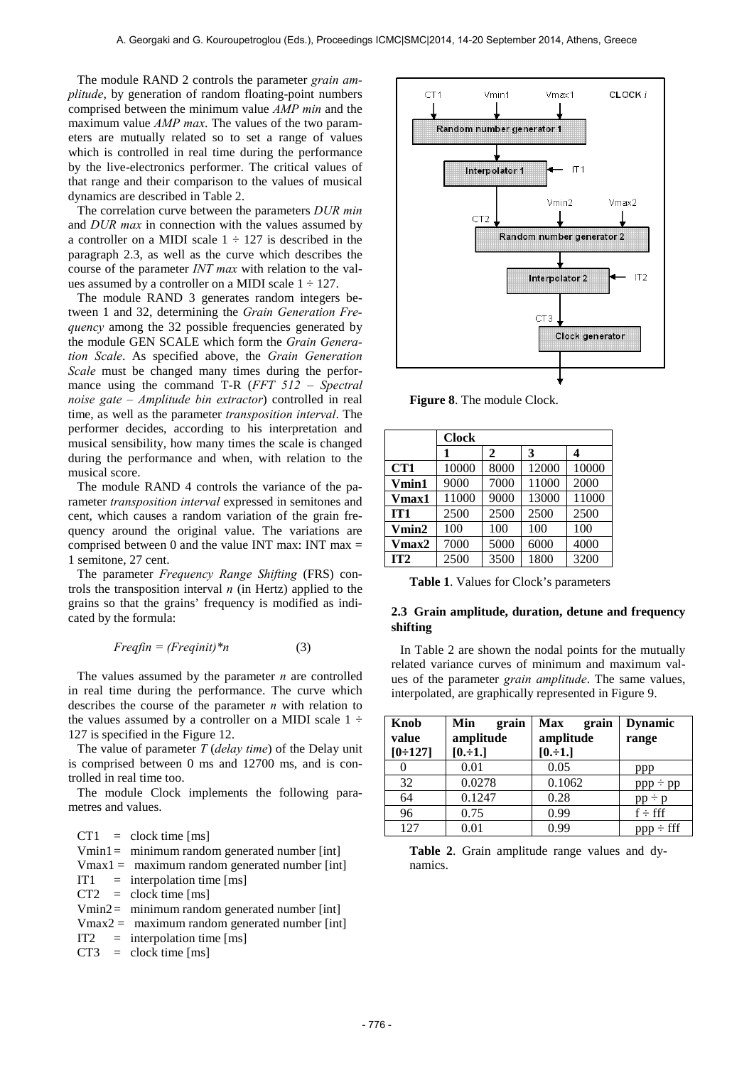The module RAND 2 controls the parameter *grain amplitude*, by generation of random floating-point numbers comprised between the minimum value *AMP min* and the maximum value *AMP max*. The values of the two parameters are mutually related so to set a range of values which is controlled in real time during the performance by the live-electronics performer. The critical values of that range and their comparison to the values of musical dynamics are described in Table 2.

The correlation curve between the parameters *DUR min* and *DUR max* in connection with the values assumed by a controller on a MIDI scale 1 ÷ 127 is described in the paragraph 2.3, as well as the curve which describes the course of the parameter *INT max* with relation to the values assumed by a controller on a MIDI scale 1 ÷ 127.

The module RAND 3 generates random integers between 1 and 32, determining the *Grain Generation Frequency* among the 32 possible frequencies generated by the module GEN SCALE which form the *Grain Generation Scale*. As specified above, the *Grain Generation Scale* must be changed many times during the performance using the command T-R (*FFT 512 – Spectral noise gate – Amplitude bin extractor*) controlled in real time, as well as the parameter *transposition interval*. The performer decides, according to his interpretation and musical sensibility, how many times the scale is changed during the performance and when, with relation to the musical score.

The module RAND 4 controls the variance of the parameter *transposition interval* expressed in semitones and cent, which causes a random variation of the grain frequency around the original value. The variations are comprised between 0 and the value INT max: INT max = 1 semitone, 27 cent.

The parameter *Frequency Range Shifting* (FRS) controls the transposition interval $n$ (in Hertz) applied to the grains so that the grains' frequency is modified as indicated by the formula:

$$Freqfin = (Freqinit)*n \quad (3)$$

The values assumed by the parameter $n$ are controlled in real time during the performance. The curve which describes the course of the parameter $n$ with relation to the values assumed by a controller on a MIDI scale 1 ÷ 127 is specified in the Figure 12.

The value of parameter $T$ (*delay time*) of the Delay unit is comprised between 0 ms and 12700 ms, and is controlled in real time too.

The module Clock implements the following parametres and values.

CT1 = clock time [ms]
Vmin1 = minimum random generated number [int]
Vmax1 = maximum random generated number [int]
IT1 = interpolation time [ms]
CT2 = clock time [ms]
Vmin2 = minimum random generated number [int]
Vmax2 = maximum random generated number [int]
IT2 = interpolation time [ms]
CT3 = clock time [ms]

**Figure 8**. The module Clock.

| | Clock | | | |
|---|---|---|---|---|
| | **1** | **2** | **3** | **4** |
| **CT1** | 10000 | 8000 | 12000 | 10000 |
| **Vmin1** | 9000 | 7000 | 11000 | 2000 |
| **Vmax1** | 11000 | 9000 | 13000 | 11000 |
| **IT1** | 2500 | 2500 | 2500 | 2500 |
| **Vmin2** | 100 | 100 | 100 | 100 |
| **Vmax2** | 7000 | 5000 | 6000 | 4000 |
| **IT2** | 2500 | 3500 | 1800 | 3200 |

**Table 1**. Values for Clock's parameters

### 2.3 Grain amplitude, duration, detune and frequency shifting

In Table 2 are shown the nodal points for the mutually related variance curves of minimum and maximum values of the parameter *grain amplitude*. The same values, interpolated, are graphically represented in Figure 9.

| Knob value [0÷127] | Min grain amplitude [0.÷1.] | Max grain amplitude [0.÷1.] | Dynamic range |
|---|---|---|---|
| 0 | 0.01 | 0.05 | ppp |
| 32 | 0.0278 | 0.1062 | ppp ÷ pp |
| 64 | 0.1247 | 0.28 | pp ÷ p |
| 96 | 0.75 | 0.99 | f ÷ fff |
| 127 | 0.01 | 0.99 | ppp ÷ fff |

**Table 2**. Grain amplitude range values and dynamics.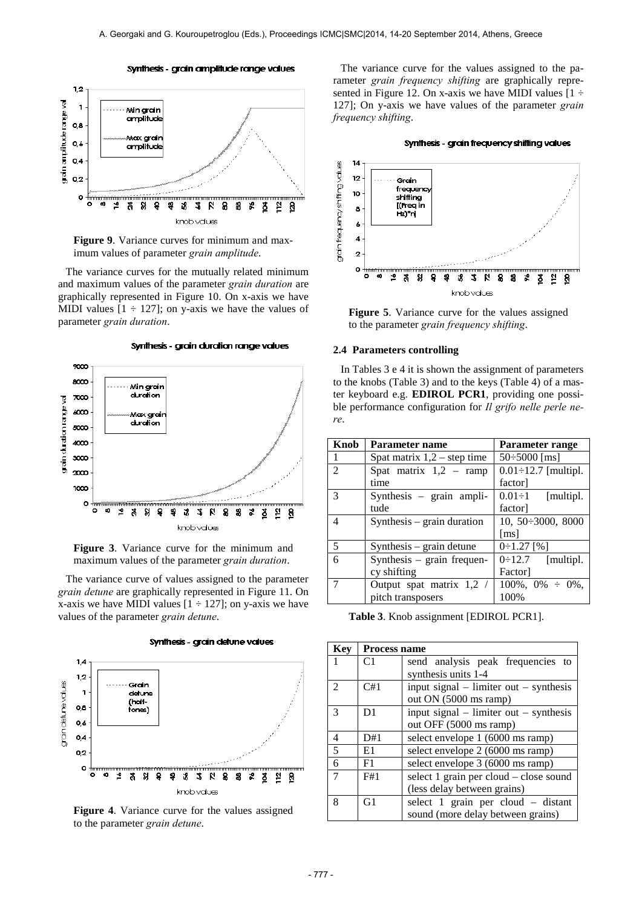**Figure 9**. Variance curves for minimum and maximum values of parameter *grain amplitude*.

The variance curves for the mutually related minimum and maximum values of the parameter *grain duration* are graphically represented in Figure 10. On x-axis we have MIDI values [1 ÷ 127]; on y-axis we have the values of parameter *grain duration*.

**Figure 3**. Variance curve for the minimum and maximum values of the parameter *grain duration*.

The variance curve of values assigned to the parameter *grain detune* are graphically represented in Figure 11. On x-axis we have MIDI values [1 ÷ 127]; on y-axis we have values of the parameter *grain detune*.

**Figure 4**. Variance curve for the values assigned to the parameter *grain detune*.

The variance curve for the values assigned to the parameter *grain frequency shifting* are graphically represented in Figure 12. On x-axis we have MIDI values [1 ÷ 127]; On y-axis we have values of the parameter *grain frequency shifting*.

**Figure 5**. Variance curve for the values assigned to the parameter *grain frequency shifting*.

### 2.4 Parameters controlling

In Tables 3 e 4 it is shown the assignment of parameters to the knobs (Table 3) and to the keys (Table 4) of a master keyboard e.g. **EDIROL PCR1**, providing one possible performance configuration for *Il grifo nelle perle nere*.

| Knob | Parameter name | Parameter range |
|---|---|---|
| 1 | Spat matrix 1,2 – step time | 50÷5000 [ms] |
| 2 | Spat matrix 1,2 – ramp time | 0.01÷12.7 [multipl. factor] |
| 3 | Synthesis – grain amplitude | 0.01÷1 [multipl. factor] |
| 4 | Synthesis – grain duration | 10, 50÷3000, 8000 [ms] |
| 5 | Synthesis – grain detune | 0÷1.27 [%] |
| 6 | Synthesis – grain frequency shifting | 0÷12.7 [multipl. Factor] |
| 7 | Output spat matrix 1,2 / pitch transposers | 100%, 0% ÷ 0%, 100% |

**Table 3**. Knob assignment [EDIROL PCR1].

| Key | Process name | |
|---|---|---|
| 1 | C1 | send analysis peak frequencies to synthesis units 1-4 |
| 2 | C#1 | input signal – limiter out – synthesis out ON (5000 ms ramp) |
| 3 | D1 | input signal – limiter out – synthesis out OFF (5000 ms ramp) |
| 4 | D#1 | select envelope 1 (6000 ms ramp) |
| 5 | E1 | select envelope 2 (6000 ms ramp) |
| 6 | F1 | select envelope 3 (6000 ms ramp) |
| 7 | F#1 | select 1 grain per cloud – close sound (less delay between grains) |
| 8 | G1 | select 1 grain per cloud – distant sound (more delay between grains) |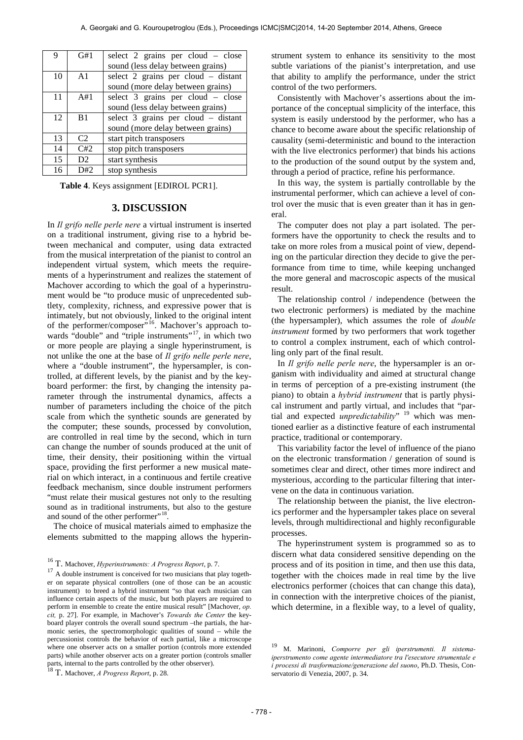| 9 | G#1 | select 2 grains per cloud – close sound (less delay between grains) |
|---|---|---|
| 10 | A1 | select 2 grains per cloud – distant sound (more delay between grains) |
| 11 | A#1 | select 3 grains per cloud – close sound (less delay between grains) |
| 12 | B1 | select 3 grains per cloud – distant sound (more delay between grains) |
| 13 | C2 | start pitch transposers |
| 14 | C#2 | stop pitch transposers |
| 15 | D2 | start synthesis |
| 16 | D#2 | stop synthesis |

**Table 4**. Keys assignment [EDIROL PCR1].

## 3. DISCUSSION

In *Il grifo nelle perle nere* a virtual instrument is inserted on a traditional instrument, giving rise to a hybrid between mechanical and computer, using data extracted from the musical interpretation of the pianist to control an independent virtual system, which meets the requirements of a hyperinstrument and realizes the statement of Machover according to which the goal of a hyperinstrument would be "to produce music of unprecedented subtlety, complexity, richness, and expressive power that is intimately, but not obviously, linked to the original intent of the performer/composer"[16]. Machover's approach towards "double" and "triple instruments"[17], in which two or more people are playing a single hyperinstrument, is not unlike the one at the base of *Il grifo nelle perle nere*, where a "double instrument", the hypersampler, is controlled, at different levels, by the pianist and by the keyboard performer: the first, by changing the intensity parameter through the instrumental dynamics, affects a number of parameters including the choice of the pitch scale from which the synthetic sounds are generated by the computer; these sounds, processed by convolution, are controlled in real time by the second, which in turn can change the number of sounds produced at the unit of time, their density, their positioning within the virtual space, providing the first performer a new musical material on which interact, in a continuous and fertile creative feedback mechanism, since double instrument performers "must relate their musical gestures not only to the resulting sound as in traditional instruments, but also to the gesture and sound of the other performer"[18].

The choice of musical materials aimed to emphasize the elements submitted to the mapping allows the hyperinstrument system to enhance its sensitivity to the most subtle variations of the pianist's interpretation, and use that ability to amplify the performance, under the strict control of the two performers.

Consistently with Machover's assertions about the importance of the conceptual simplicity of the interface, this system is easily understood by the performer, who has a chance to become aware about the specific relationship of causality (semi-deterministic and bound to the interaction with the live electronics performer) that binds his actions to the production of the sound output by the system and, through a period of practice, refine his performance.

In this way, the system is partially controllable by the instrumental performer, which can achieve a level of control over the music that is even greater than it has in general.

The computer does not play a part isolated. The performers have the opportunity to check the results and to take on more roles from a musical point of view, depending on the particular direction they decide to give the performance from time to time, while keeping unchanged the more general and macroscopic aspects of the musical result.

The relationship control / independence (between the two electronic performers) is mediated by the machine (the hypersampler), which assumes the role of *double instrument* formed by two performers that work together to control a complex instrument, each of which controlling only part of the final result.

In *Il grifo nelle perle nere*, the hypersampler is an organism with individuality and aimed at structural change in terms of perception of a pre-existing instrument (the piano) to obtain a *hybrid instrument* that is partly physical instrument and partly virtual, and includes that "partial and expected *unpredictability*" [19] which was mentioned earlier as a distinctive feature of each instrumental practice, traditional or contemporary.

This variability factor the level of influence of the piano on the electronic transformation / generation of sound is sometimes clear and direct, other times more indirect and mysterious, according to the particular filtering that intervene on the data in continuous variation.

The relationship between the pianist, the live electronics performer and the hypersampler takes place on several levels, through multidirectional and highly reconfigurable processes.

The hyperinstrument system is programmed so as to discern what data considered sensitive depending on the process and of its position in time, and then use this data, together with the choices made in real time by the live electronics performer (choices that can change this data), in connection with the interpretive choices of the pianist, which determine, in a flexible way, to a level of quality,

---

[16] T. Machover, *Hyperinstruments: A Progress Report*, p. 7.

[17] A double instrument is conceived for two musicians that play together on separate physical controllers (one of those can be an acoustic instrument) to breed a hybrid instrument "so that each musician can influence certain aspects of the music, but both players are required to perform in ensemble to create the entire musical result" [Machover, *op. cit,* p. 27]. For example, in Machover's *Towards the Center* the keyboard player controls the overall sound spectrum –the partials, the harmonic series, the spectromorphologic qualities of sound – while the percussionist controls the behavior of each partial, like a microscope where one observer acts on a smaller portion (controls more extended parts) while another observer acts on a greater portion (controls smaller parts, internal to the parts controlled by the other observer).

[18] T. Machover, *A Progress Report*, p. 28.

[19] M. Marinoni, *Comporre per gli iperstrumenti. Il sistema-iperstrumento come agente intermediatore tra l'esecutore strumentale e i processi di trasformazione/generazione del suono*, Ph.D. Thesis, Conservatorio di Venezia, 2007, p. 34.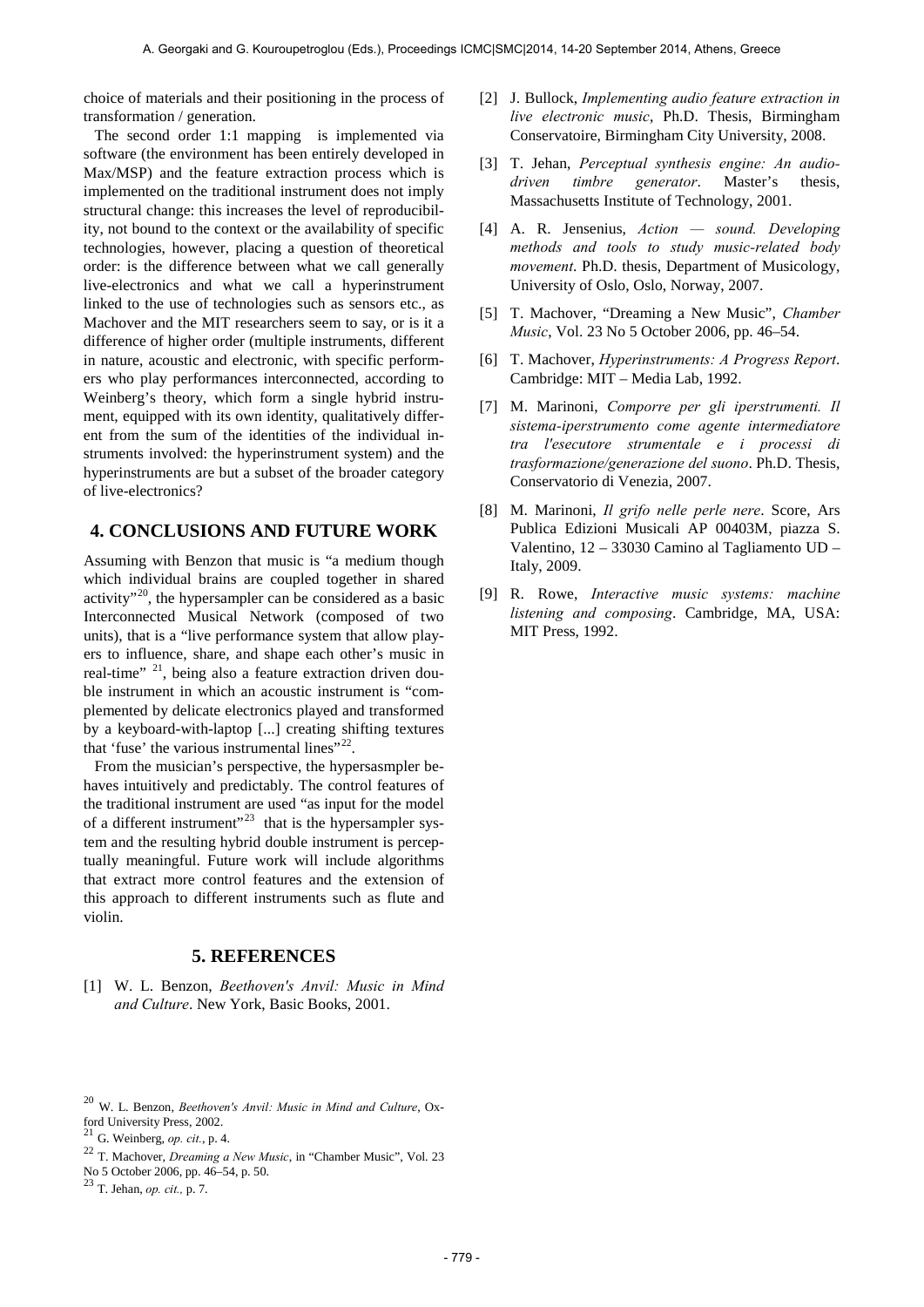choice of materials and their positioning in the process of transformation / generation.

The second order 1:1 mapping is implemented via software (the environment has been entirely developed in Max/MSP) and the feature extraction process which is implemented on the traditional instrument does not imply structural change: this increases the level of reproducibility, not bound to the context or the availability of specific technologies, however, placing a question of theoretical order: is the difference between what we call generally live-electronics and what we call a hyperinstrument linked to the use of technologies such as sensors etc., as Machover and the MIT researchers seem to say, or is it a difference of higher order (multiple instruments, different in nature, acoustic and electronic, with specific performers who play performances interconnected, according to Weinberg's theory, which form a single hybrid instrument, equipped with its own identity, qualitatively different from the sum of the identities of the individual instruments involved: the hyperinstrument system) and the hyperinstruments are but a subset of the broader category of live-electronics?

## 4. CONCLUSIONS AND FUTURE WORK

Assuming with Benzon that music is "a medium though which individual brains are coupled together in shared activity"[20], the hypersampler can be considered as a basic Interconnected Musical Network (composed of two units), that is a "live performance system that allow players to influence, share, and shape each other's music in real-time" [21], being also a feature extraction driven double instrument in which an acoustic instrument is "complemented by delicate electronics played and transformed by a keyboard-with-laptop [...] creating shifting textures that 'fuse' the various instrumental lines"[22].

From the musician's perspective, the hypersasmpler behaves intuitively and predictably. The control features of the traditional instrument are used "as input for the model of a different instrument"[23] that is the hypersampler system and the resulting hybrid double instrument is perceptually meaningful. Future work will include algorithms that extract more control features and the extension of this approach to different instruments such as flute and violin.

## 5. REFERENCES

[1] W. L. Benzon, *Beethoven's Anvil: Music in Mind and Culture*. New York, Basic Books, 2001.

[2] J. Bullock, *Implementing audio feature extraction in live electronic music*, Ph.D. Thesis, Birmingham Conservatoire, Birmingham City University, 2008.

[3] T. Jehan, *Perceptual synthesis engine: An audio-driven timbre generator*. Master's thesis, Massachusetts Institute of Technology, 2001.

[4] A. R. Jensenius, *Action — sound. Developing methods and tools to study music-related body movement*. Ph.D. thesis, Department of Musicology, University of Oslo, Oslo, Norway, 2007.

[5] T. Machover, "Dreaming a New Music", *Chamber Music*, Vol. 23 No 5 October 2006, pp. 46–54.

[6] T. Machover, *Hyperinstruments: A Progress Report*. Cambridge: MIT – Media Lab, 1992.

[7] M. Marinoni, *Comporre per gli iperstrumenti. Il sistema-iperstrumento come agente intermediatore tra l'esecutore strumentale e i processi di trasformazione/generazione del suono*. Ph.D. Thesis, Conservatorio di Venezia, 2007.

[8] M. Marinoni, *Il grifo nelle perle nere*. Score, Ars Publica Edizioni Musicali AP 00403M, piazza S. Valentino, 12 – 33030 Camino al Tagliamento UD – Italy, 2009.

[9] R. Rowe, *Interactive music systems: machine listening and composing*. Cambridge, MA, USA: MIT Press, 1992.

---

[20] W. L. Benzon, *Beethoven's Anvil: Music in Mind and Culture*, Oxford University Press, 2002.

[21] G. Weinberg, *op. cit.*, p. 4.

[22] T. Machover, *Dreaming a New Music*, in "Chamber Music", Vol. 23 No 5 October 2006, pp. 46–54, p. 50.

[23] T. Jehan, *op. cit.,* p. 7.